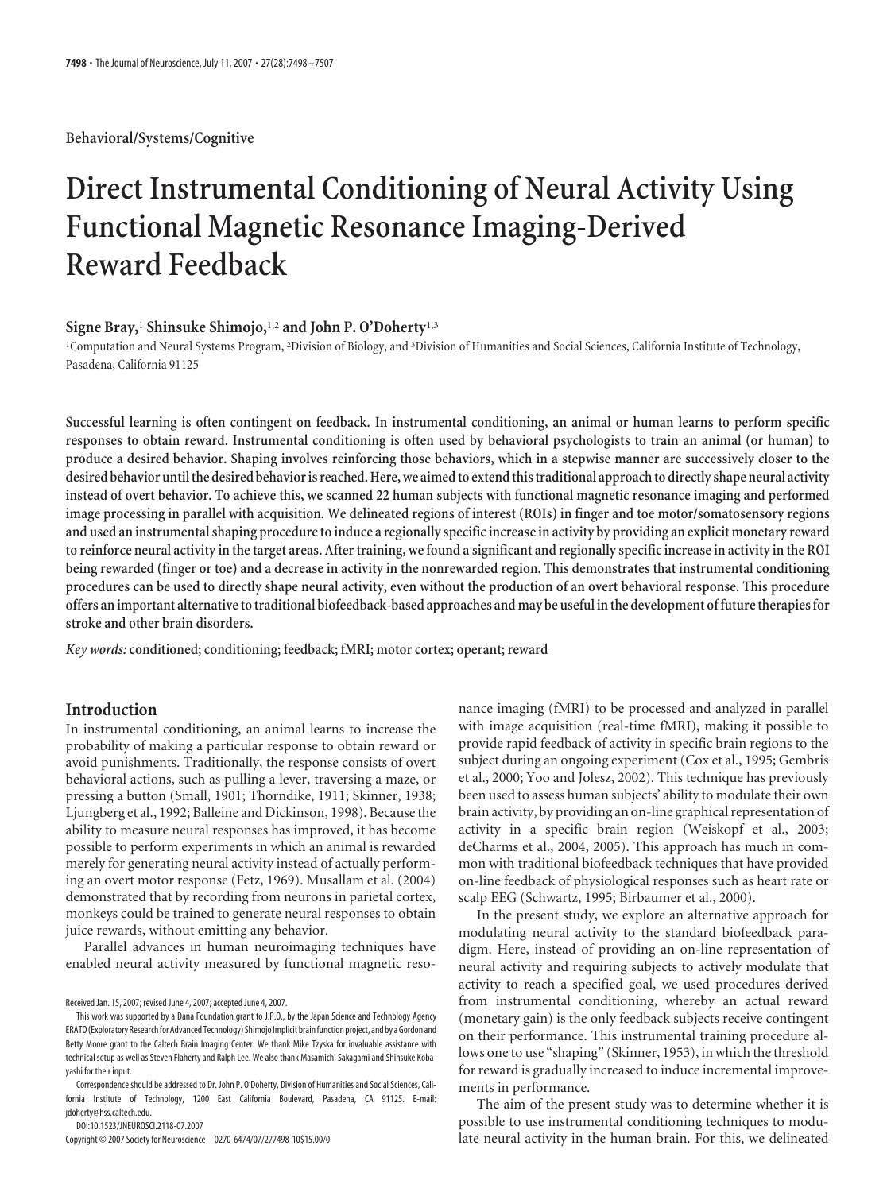Behavioral/Systems/Cognitive

# Direct Instrumental Conditioning of Neural Activity Using Functional Magnetic Resonance Imaging-Derived Reward Feedback

**Signe Bray,[1] Shinsuke Shimojo,[1,2] and John P. O'Doherty[1,3]**

[1]Computation and Neural Systems Program, [2]Division of Biology, and [3]Division of Humanities and Social Sciences, California Institute of Technology, Pasadena, California 91125

**Successful learning is often contingent on feedback. In instrumental conditioning, an animal or human learns to perform specific responses to obtain reward. Instrumental conditioning is often used by behavioral psychologists to train an animal (or human) to produce a desired behavior. Shaping involves reinforcing those behaviors, which in a stepwise manner are successively closer to the desired behavior until the desired behavior is reached. Here, we aimed to extend this traditional approach to directly shape neural activity instead of overt behavior. To achieve this, we scanned 22 human subjects with functional magnetic resonance imaging and performed image processing in parallel with acquisition. We delineated regions of interest (ROIs) in finger and toe motor/somatosensory regions and used an instrumental shaping procedure to induce a regionally specific increase in activity by providing an explicit monetary reward to reinforce neural activity in the target areas. After training, we found a significant and regionally specific increase in activity in the ROI being rewarded (finger or toe) and a decrease in activity in the nonrewarded region. This demonstrates that instrumental conditioning procedures can be used to directly shape neural activity, even without the production of an overt behavioral response. This procedure offers an important alternative to traditional biofeedback-based approaches and may be useful in the development of future therapies for stroke and other brain disorders.**

*Key words:* **conditioned; conditioning; feedback; fMRI; motor cortex; operant; reward**

## Introduction

In instrumental conditioning, an animal learns to increase the probability of making a particular response to obtain reward or avoid punishments. Traditionally, the response consists of overt behavioral actions, such as pulling a lever, traversing a maze, or pressing a button (Small, 1901; Thorndike, 1911; Skinner, 1938; Ljungberg et al., 1992; Balleine and Dickinson, 1998). Because the ability to measure neural responses has improved, it has become possible to perform experiments in which an animal is rewarded merely for generating neural activity instead of actually performing an overt motor response (Fetz, 1969). Musallam et al. (2004) demonstrated that by recording from neurons in parietal cortex, monkeys could be trained to generate neural responses to obtain juice rewards, without emitting any behavior.

Parallel advances in human neuroimaging techniques have enabled neural activity measured by functional magnetic resonance imaging (fMRI) to be processed and analyzed in parallel with image acquisition (real-time fMRI), making it possible to provide rapid feedback of activity in specific brain regions to the subject during an ongoing experiment (Cox et al., 1995; Gembris et al., 2000; Yoo and Jolesz, 2002). This technique has previously been used to assess human subjects' ability to modulate their own brain activity, by providing an on-line graphical representation of activity in a specific brain region (Weiskopf et al., 2003; deCharms et al., 2004, 2005). This approach has much in common with traditional biofeedback techniques that have provided on-line feedback of physiological responses such as heart rate or scalp EEG (Schwartz, 1995; Birbaumer et al., 2000).

In the present study, we explore an alternative approach for modulating neural activity to the standard biofeedback paradigm. Here, instead of providing an on-line representation of neural activity and requiring subjects to actively modulate that activity to reach a specified goal, we used procedures derived from instrumental conditioning, whereby an actual reward (monetary gain) is the only feedback subjects receive contingent on their performance. This instrumental training procedure allows one to use "shaping" (Skinner, 1953), in which the threshold for reward is gradually increased to induce incremental improvements in performance.

The aim of the present study was to determine whether it is possible to use instrumental conditioning techniques to modulate neural activity in the human brain. For this, we delineated

Received Jan. 15, 2007; revised June 4, 2007; accepted June 4, 2007.

This work was supported by a Dana Foundation grant to J.P.O., by the Japan Science and Technology Agency ERATO (Exploratory Research for Advanced Technology) Shimojo Implicit brain function project, and by a Gordon and Betty Moore grant to the Caltech Brain Imaging Center. We thank Mike Tyszka for invaluable assistance with technical setup as well as Steven Flaherty and Ralph Lee. We also thank Masamichi Sakagami and Shinsuke Kobayashi for their input.

Correspondence should be addressed to Dr. John P. O'Doherty, Division of Humanities and Social Sciences, California Institute of Technology, 1200 East California Boulevard, Pasadena, CA 91125. E-mail: jdoherty@hss.caltech.edu.

DOI:10.1523/JNEUROSCI.2118-07.2007

Copyright © 2007 Society for Neuroscience 0270-6474/07/277498-10$15.00/0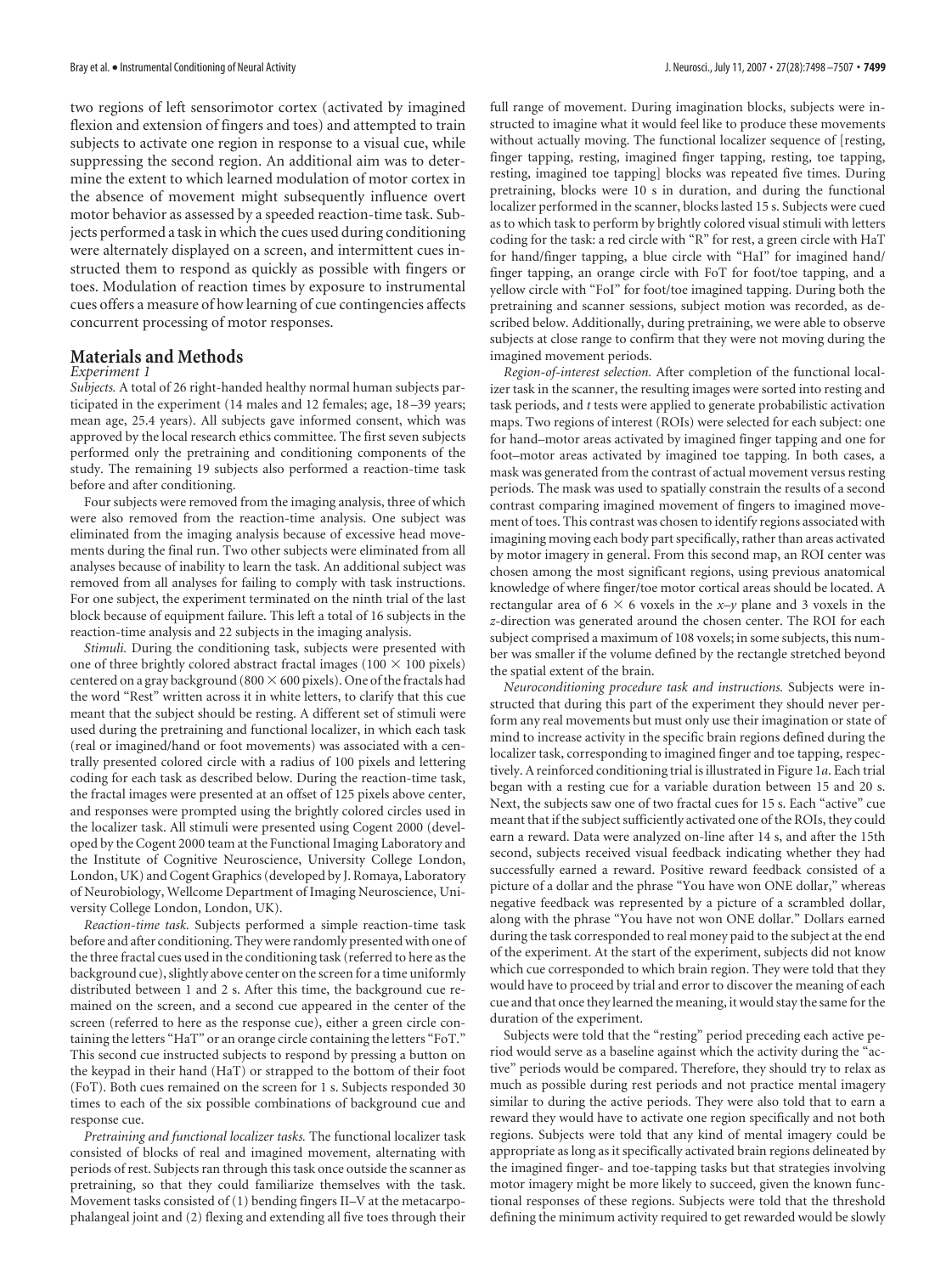two regions of left sensorimotor cortex (activated by imagined flexion and extension of fingers and toes) and attempted to train subjects to activate one region in response to a visual cue, while suppressing the second region. An additional aim was to determine the extent to which learned modulation of motor cortex in the absence of movement might subsequently influence overt motor behavior as assessed by a speeded reaction-time task. Subjects performed a task in which the cues used during conditioning were alternately displayed on a screen, and intermittent cues instructed them to respond as quickly as possible with fingers or toes. Modulation of reaction times by exposure to instrumental cues offers a measure of how learning of cue contingencies affects concurrent processing of motor responses.

## Materials and Methods

### *Experiment 1*

*Subjects.* A total of 26 right-handed healthy normal human subjects participated in the experiment (14 males and 12 females; age, 18–39 years; mean age, 25.4 years). All subjects gave informed consent, which was approved by the local research ethics committee. The first seven subjects performed only the pretraining and conditioning components of the study. The remaining 19 subjects also performed a reaction-time task before and after conditioning.

Four subjects were removed from the imaging analysis, three of which were also removed from the reaction-time analysis. One subject was eliminated from the imaging analysis because of excessive head movements during the final run. Two other subjects were eliminated from all analyses because of inability to learn the task. An additional subject was removed from all analyses for failing to comply with task instructions. For one subject, the experiment terminated on the ninth trial of the last block because of equipment failure. This left a total of 16 subjects in the reaction-time analysis and 22 subjects in the imaging analysis.

*Stimuli.* During the conditioning task, subjects were presented with one of three brightly colored abstract fractal images ($100 \times 100$ pixels) centered on a gray background ($800 \times 600$ pixels). One of the fractals had the word "Rest" written across it in white letters, to clarify that this cue meant that the subject should be resting. A different set of stimuli were used during the pretraining and functional localizer, in which each task (real or imagined/hand or foot movements) was associated with a centrally presented colored circle with a radius of 100 pixels and lettering coding for each task as described below. During the reaction-time task, the fractal images were presented at an offset of 125 pixels above center, and responses were prompted using the brightly colored circles used in the localizer task. All stimuli were presented using Cogent 2000 (developed by the Cogent 2000 team at the Functional Imaging Laboratory and the Institute of Cognitive Neuroscience, University College London, London, UK) and Cogent Graphics (developed by J. Romaya, Laboratory of Neurobiology, Wellcome Department of Imaging Neuroscience, University College London, London, UK).

*Reaction-time task.* Subjects performed a simple reaction-time task before and after conditioning. They were randomly presented with one of the three fractal cues used in the conditioning task (referred to here as the background cue), slightly above center on the screen for a time uniformly distributed between 1 and 2 s. After this time, the background cue remained on the screen, and a second cue appeared in the center of the screen (referred to here as the response cue), either a green circle containing the letters "HaT" or an orange circle containing the letters "FoT." This second cue instructed subjects to respond by pressing a button on the keypad in their hand (HaT) or strapped to the bottom of their foot (FoT). Both cues remained on the screen for 1 s. Subjects responded 30 times to each of the six possible combinations of background cue and response cue.

*Pretraining and functional localizer tasks.* The functional localizer task consisted of blocks of real and imagined movement, alternating with periods of rest. Subjects ran through this task once outside the scanner as pretraining, so that they could familiarize themselves with the task. Movement tasks consisted of (1) bending fingers II–V at the metacarpophalangeal joint and (2) flexing and extending all five toes through their full range of movement. During imagination blocks, subjects were instructed to imagine what it would feel like to produce these movements without actually moving. The functional localizer sequence of [resting, finger tapping, resting, imagined finger tapping, resting, toe tapping, resting, imagined toe tapping] blocks was repeated five times. During pretraining, blocks were 10 s in duration, and during the functional localizer performed in the scanner, blocks lasted 15 s. Subjects were cued as to which task to perform by brightly colored visual stimuli with letters coding for the task: a red circle with "R" for rest, a green circle with HaT for hand/finger tapping, a blue circle with "HaI" for imagined hand/finger tapping, an orange circle with FoT for foot/toe tapping, and a yellow circle with "FoI" for foot/toe imagined tapping. During both the pretraining and scanner sessions, subject motion was recorded, as described below. Additionally, during pretraining, we were able to observe subjects at close range to confirm that they were not moving during the imagined movement periods.

*Region-of-interest selection.* After completion of the functional localizer task in the scanner, the resulting images were sorted into resting and task periods, and *t* tests were applied to generate probabilistic activation maps. Two regions of interest (ROIs) were selected for each subject: one for hand–motor areas activated by imagined finger tapping and one for foot–motor areas activated by imagined toe tapping. In both cases, a mask was generated from the contrast of actual movement versus resting periods. The mask was used to spatially constrain the results of a second contrast comparing imagined movement of fingers to imagined movement of toes. This contrast was chosen to identify regions associated with imagining moving each body part specifically, rather than areas activated by motor imagery in general. From this second map, an ROI center was chosen among the most significant regions, using previous anatomical knowledge of where finger/toe motor cortical areas should be located. A rectangular area of $6 \times 6$ voxels in the *x–y* plane and 3 voxels in the *z*-direction was generated around the chosen center. The ROI for each subject comprised a maximum of 108 voxels; in some subjects, this number was smaller if the volume defined by the rectangle stretched beyond the spatial extent of the brain.

*Neuroconditioning procedure task and instructions.* Subjects were instructed that during this part of the experiment they should never perform any real movements but must only use their imagination or state of mind to increase activity in the specific brain regions defined during the localizer task, corresponding to imagined finger and toe tapping, respectively. A reinforced conditioning trial is illustrated in Figure 1*a*. Each trial began with a resting cue for a variable duration between 15 and 20 s. Next, the subjects saw one of two fractal cues for 15 s. Each "active" cue meant that if the subject sufficiently activated one of the ROIs, they could earn a reward. Data were analyzed on-line after 14 s, and after the 15th second, subjects received visual feedback indicating whether they had successfully earned a reward. Positive reward feedback consisted of a picture of a dollar and the phrase "You have won ONE dollar," whereas negative feedback was represented by a picture of a scrambled dollar, along with the phrase "You have not won ONE dollar." Dollars earned during the task corresponded to real money paid to the subject at the end of the experiment. At the start of the experiment, subjects did not know which cue corresponded to which brain region. They were told that they would have to proceed by trial and error to discover the meaning of each cue and that once they learned the meaning, it would stay the same for the duration of the experiment.

Subjects were told that the "resting" period preceding each active period would serve as a baseline against which the activity during the "active" periods would be compared. Therefore, they should try to relax as much as possible during rest periods and not practice mental imagery similar to during the active periods. They were also told that to earn a reward they would have to activate one region specifically and not both regions. Subjects were told that any kind of mental imagery could be appropriate as long as it specifically activated brain regions delineated by the imagined finger- and toe-tapping tasks but that strategies involving motor imagery might be more likely to succeed, given the known functional responses of these regions. Subjects were told that the threshold defining the minimum activity required to get rewarded would be slowly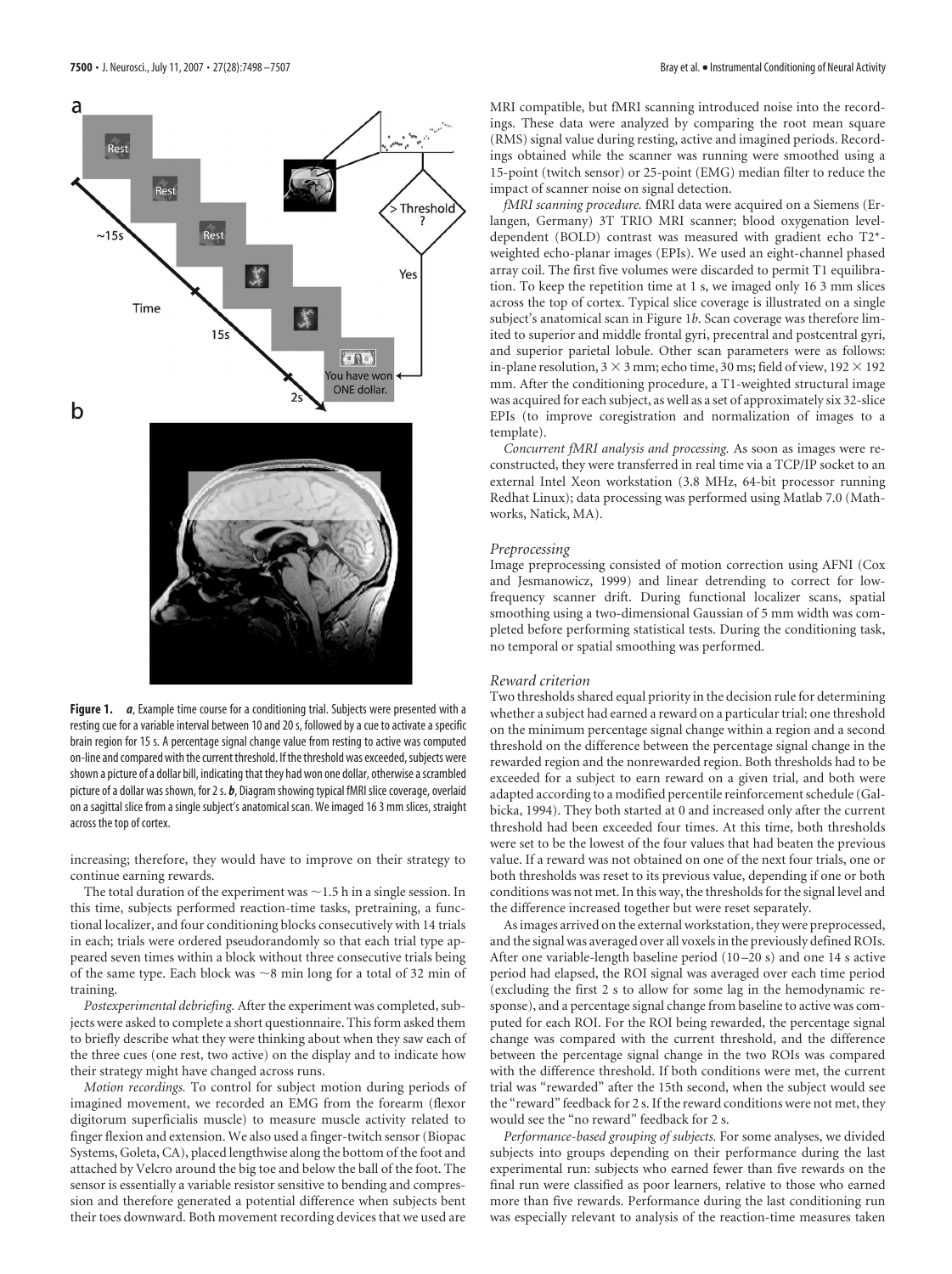**Figure 1.** ***a***, Example time course for a conditioning trial. Subjects were presented with a resting cue for a variable interval between 10 and 20 s, followed by a cue to activate a specific brain region for 15 s. A percentage signal change value from resting to active was computed on-line and compared with the current threshold. If the threshold was exceeded, subjects were shown a picture of a dollar bill, indicating that they had won one dollar, otherwise a scrambled picture of a dollar was shown, for 2 s. ***b***, Diagram showing typical fMRI slice coverage, overlaid on a sagittal slice from a single subject's anatomical scan. We imaged 16 3 mm slices, straight across the top of cortex.

increasing; therefore, they would have to improve on their strategy to continue earning rewards.

The total duration of the experiment was ~1.5 h in a single session. In this time, subjects performed reaction-time tasks, pretraining, a functional localizer, and four conditioning blocks consecutively with 14 trials in each; trials were ordered pseudorandomly so that each trial type appeared seven times within a block without three consecutive trials being of the same type. Each block was ~8 min long for a total of 32 min of training.

*Postexperimental debriefing.* After the experiment was completed, subjects were asked to complete a short questionnaire. This form asked them to briefly describe what they were thinking about when they saw each of the three cues (one rest, two active) on the display and to indicate how their strategy might have changed across runs.

*Motion recordings.* To control for subject motion during periods of imagined movement, we recorded an EMG from the forearm (flexor digitorum superficialis muscle) to measure muscle activity related to finger flexion and extension. We also used a finger-twitch sensor (Biopac Systems, Goleta, CA), placed lengthwise along the bottom of the foot and attached by Velcro around the big toe and below the ball of the foot. The sensor is essentially a variable resistor sensitive to bending and compression and therefore generated a potential difference when subjects bent their toes downward. Both movement recording devices that we used are MRI compatible, but fMRI scanning introduced noise into the recordings. These data were analyzed by comparing the root mean square (RMS) signal value during resting, active and imagined periods. Recordings obtained while the scanner was running were smoothed using a 15-point (twitch sensor) or 25-point (EMG) median filter to reduce the impact of scanner noise on signal detection.

*fMRI scanning procedure.* fMRI data were acquired on a Siemens (Erlangen, Germany) 3T TRIO MRI scanner; blood oxygenation level-dependent (BOLD) contrast was measured with gradient echo T2*-weighted echo-planar images (EPIs). We used an eight-channel phased array coil. The first five volumes were discarded to permit T1 equilibration. To keep the repetition time at 1 s, we imaged only 16 3 mm slices across the top of cortex. Typical slice coverage is illustrated on a single subject's anatomical scan in Figure 1*b*. Scan coverage was therefore limited to superior and middle frontal gyri, precentral and postcentral gyri, and superior parietal lobule. Other scan parameters were as follows: in-plane resolution, 3 × 3 mm; echo time, 30 ms; field of view, 192 × 192 mm. After the conditioning procedure, a T1-weighted structural image was acquired for each subject, as well as a set of approximately six 32-slice EPIs (to improve coregistration and normalization of images to a template).

*Concurrent fMRI analysis and processing.* As soon as images were reconstructed, they were transferred in real time via a TCP/IP socket to an external Intel Xeon workstation (3.8 MHz, 64-bit processor running Redhat Linux); data processing was performed using Matlab 7.0 (Mathworks, Natick, MA).

### *Preprocessing*

Image preprocessing consisted of motion correction using AFNI (Cox and Jesmanowicz, 1999) and linear detrending to correct for low-frequency scanner drift. During functional localizer scans, spatial smoothing using a two-dimensional Gaussian of 5 mm width was completed before performing statistical tests. During the conditioning task, no temporal or spatial smoothing was performed.

### *Reward criterion*

Two thresholds shared equal priority in the decision rule for determining whether a subject had earned a reward on a particular trial: one threshold on the minimum percentage signal change within a region and a second threshold on the difference between the percentage signal change in the rewarded region and the nonrewarded region. Both thresholds had to be exceeded for a subject to earn reward on a given trial, and both were adapted according to a modified percentile reinforcement schedule (Galbicka, 1994). They both started at 0 and increased only after the current threshold had been exceeded four times. At this time, both thresholds were set to be the lowest of the four values that had beaten the previous value. If a reward was not obtained on one of the next four trials, one or both thresholds was reset to its previous value, depending if one or both conditions was not met. In this way, the thresholds for the signal level and the difference increased together but were reset separately.

As images arrived on the external workstation, they were preprocessed, and the signal was averaged over all voxels in the previously defined ROIs. After one variable-length baseline period (10–20 s) and one 14 s active period had elapsed, the ROI signal was averaged over each time period (excluding the first 2 s to allow for some lag in the hemodynamic response), and a percentage signal change from baseline to active was computed for each ROI. For the ROI being rewarded, the percentage signal change was compared with the current threshold, and the difference between the percentage signal change in the two ROIs was compared with the difference threshold. If both conditions were met, the current trial was "rewarded" after the 15th second, when the subject would see the "reward" feedback for 2 s. If the reward conditions were not met, they would see the "no reward" feedback for 2 s.

*Performance-based grouping of subjects.* For some analyses, we divided subjects into groups depending on their performance during the last experimental run: subjects who earned fewer than five rewards on the final run were classified as poor learners, relative to those who earned more than five rewards. Performance during the last conditioning run was especially relevant to analysis of the reaction-time measures taken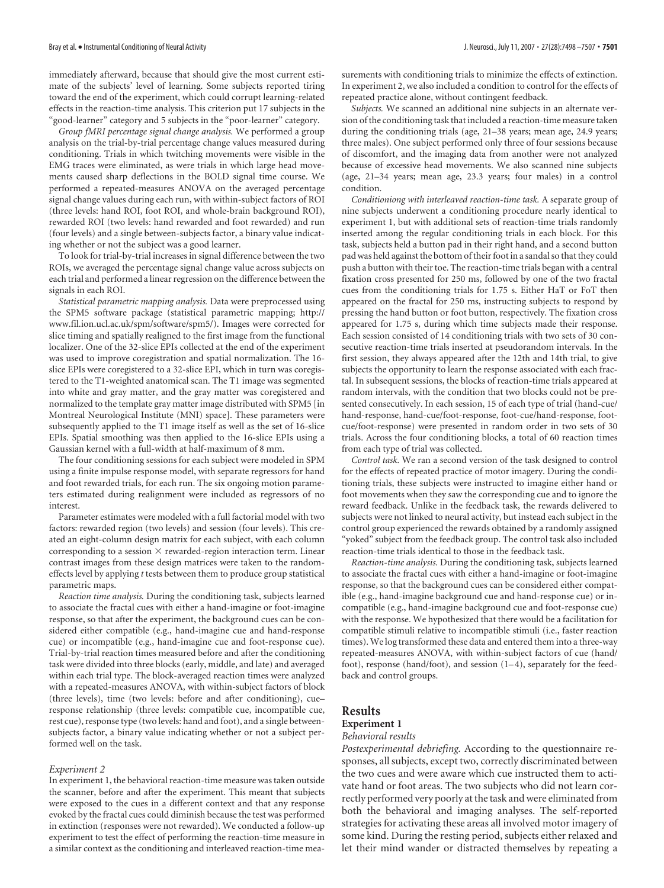immediately afterward, because that should give the most current estimate of the subjects' level of learning. Some subjects reported tiring toward the end of the experiment, which could corrupt learning-related effects in the reaction-time analysis. This criterion put 17 subjects in the "good-learner" category and 5 subjects in the "poor-learner" category.

*Group fMRI percentage signal change analysis.* We performed a group analysis on the trial-by-trial percentage change values measured during conditioning. Trials in which twitching movements were visible in the EMG traces were eliminated, as were trials in which large head movements caused sharp deflections in the BOLD signal time course. We performed a repeated-measures ANOVA on the averaged percentage signal change values during each run, with within-subject factors of ROI (three levels: hand ROI, foot ROI, and whole-brain background ROI), rewarded ROI (two levels: hand rewarded and foot rewarded) and run (four levels) and a single between-subjects factor, a binary value indicating whether or not the subject was a good learner.

To look for trial-by-trial increases in signal difference between the two ROIs, we averaged the percentage signal change value across subjects on each trial and performed a linear regression on the difference between the signals in each ROI.

*Statistical parametric mapping analysis.* Data were preprocessed using the SPM5 software package (statistical parametric mapping; http://www.fil.ion.ucl.ac.uk/spm/software/spm5/). Images were corrected for slice timing and spatially realigned to the first image from the functional localizer. One of the 32-slice EPIs collected at the end of the experiment was used to improve coregistration and spatial normalization. The 16-slice EPIs were coregistered to a 32-slice EPI, which in turn was coregistered to the T1-weighted anatomical scan. The T1 image was segmented into white and gray matter, and the gray matter was coregistered and normalized to the template gray matter image distributed with SPM5 [in Montreal Neurological Institute (MNI) space]. These parameters were subsequently applied to the T1 image itself as well as the set of 16-slice EPIs. Spatial smoothing was then applied to the 16-slice EPIs using a Gaussian kernel with a full-width at half-maximum of 8 mm.

The four conditioning sessions for each subject were modeled in SPM using a finite impulse response model, with separate regressors for hand and foot rewarded trials, for each run. The six ongoing motion parameters estimated during realignment were included as regressors of no interest.

Parameter estimates were modeled with a full factorial model with two factors: rewarded region (two levels) and session (four levels). This created an eight-column design matrix for each subject, with each column corresponding to a session × rewarded-region interaction term. Linear contrast images from these design matrices were taken to the random-effects level by applying *t* tests between them to produce group statistical parametric maps.

*Reaction time analysis.* During the conditioning task, subjects learned to associate the fractal cues with either a hand-imagine or foot-imagine response, so that after the experiment, the background cues can be considered either compatible (e.g., hand-imagine cue and hand-response cue) or incompatible (e.g., hand-imagine cue and foot-response cue). Trial-by-trial reaction times measured before and after the conditioning task were divided into three blocks (early, middle, and late) and averaged within each trial type. The block-averaged reaction times were analyzed with a repeated-measures ANOVA, with within-subject factors of block (three levels), time (two levels: before and after conditioning), cue–response relationship (three levels: compatible cue, incompatible cue, rest cue), response type (two levels: hand and foot), and a single between-subjects factor, a binary value indicating whether or not a subject performed well on the task.

### Experiment 2

In experiment 1, the behavioral reaction-time measure was taken outside the scanner, before and after the experiment. This meant that subjects were exposed to the cues in a different context and that any response evoked by the fractal cues could diminish because the test was performed in extinction (responses were not rewarded). We conducted a follow-up experiment to test the effect of performing the reaction-time measure in a similar context as the conditioning and interleaved reaction-time measurements with conditioning trials to minimize the effects of extinction. In experiment 2, we also included a condition to control for the effects of repeated practice alone, without contingent feedback.

*Subjects.* We scanned an additional nine subjects in an alternate version of the conditioning task that included a reaction-time measure taken during the conditioning trials (age, 21–38 years; mean age, 24.9 years; three males). One subject performed only three of four sessions because of discomfort, and the imaging data from another were not analyzed because of excessive head movements. We also scanned nine subjects (age, 21–34 years; mean age, 23.3 years; four males) in a control condition.

*Conditioniong with interleaved reaction-time task.* A separate group of nine subjects underwent a conditioning procedure nearly identical to experiment 1, but with additional sets of reaction-time trials randomly inserted among the regular conditioning trials in each block. For this task, subjects held a button pad in their right hand, and a second button pad was held against the bottom of their foot in a sandal so that they could push a button with their toe. The reaction-time trials began with a central fixation cross presented for 250 ms, followed by one of the two fractal cues from the conditioning trials for 1.75 s. Either HaT or FoT then appeared on the fractal for 250 ms, instructing subjects to respond by pressing the hand button or foot button, respectively. The fixation cross appeared for 1.75 s, during which time subjects made their response. Each session consisted of 14 conditioning trials with two sets of 30 consecutive reaction-time trials inserted at pseudorandom intervals. In the first session, they always appeared after the 12th and 14th trial, to give subjects the opportunity to learn the response associated with each fractal. In subsequent sessions, the blocks of reaction-time trials appeared at random intervals, with the condition that two blocks could not be presented consecutively. In each session, 15 of each type of trial (hand-cue/hand-response, hand-cue/foot-response, foot-cue/hand-response, foot-cue/foot-response) were presented in random order in two sets of 30 trials. Across the four conditioning blocks, a total of 60 reaction times from each type of trial was collected.

*Control task.* We ran a second version of the task designed to control for the effects of repeated practice of motor imagery. During the conditioning trials, these subjects were instructed to imagine either hand or foot movements when they saw the corresponding cue and to ignore the reward feedback. Unlike in the feedback task, the rewards delivered to subjects were not linked to neural activity, but instead each subject in the control group experienced the rewards obtained by a randomly assigned "yoked" subject from the feedback group. The control task also included reaction-time trials identical to those in the feedback task.

*Reaction-time analysis.* During the conditioning task, subjects learned to associate the fractal cues with either a hand-imagine or foot-imagine response, so that the background cues can be considered either compatible (e.g., hand-imagine background cue and hand-response cue) or incompatible (e.g., hand-imagine background cue and foot-response cue) with the response. We hypothesized that there would be a facilitation for compatible stimuli relative to incompatible stimuli (i.e., faster reaction times). We log transformed these data and entered them into a three-way repeated-measures ANOVA, with within-subject factors of cue (hand/foot), response (hand/foot), and session (1–4), separately for the feedback and control groups.

## Results

### Experiment 1

#### Behavioral results

*Postexperimental debriefing.* According to the questionnaire responses, all subjects, except two, correctly discriminated between the two cues and were aware which cue instructed them to activate hand or foot areas. The two subjects who did not learn correctly performed very poorly at the task and were eliminated from both the behavioral and imaging analyses. The self-reported strategies for activating these areas all involved motor imagery of some kind. During the resting period, subjects either relaxed and let their mind wander or distracted themselves by repeating a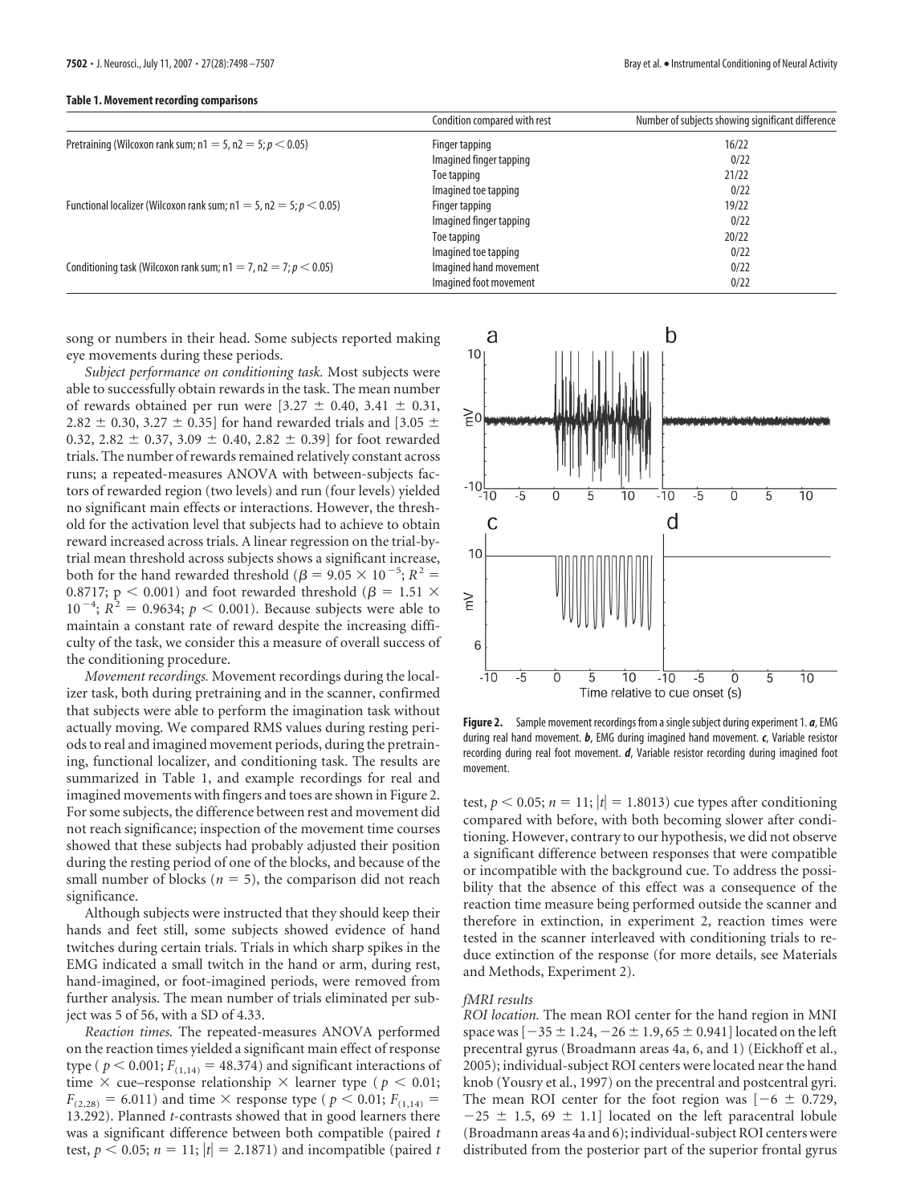**Table 1. Movement recording comparisons**

| | Condition compared with rest | Number of subjects showing significant difference |
|---|---|---|
| Pretraining (Wilcoxon rank sum; $n1 = 5$, $n2 = 5$; $p < 0.05$) | Finger tapping | 16/22 |
| | Imagined finger tapping | 0/22 |
| | Toe tapping | 21/22 |
| | Imagined toe tapping | 0/22 |
| Functional localizer (Wilcoxon rank sum; $n1 = 5$, $n2 = 5$; $p < 0.05$) | Finger tapping | 19/22 |
| | Imagined finger tapping | 0/22 |
| | Toe tapping | 20/22 |
| | Imagined toe tapping | 0/22 |
| Conditioning task (Wilcoxon rank sum; $n1 = 7$, $n2 = 7$; $p < 0.05$) | Imagined hand movement | 0/22 |
| | Imagined foot movement | 0/22 |

song or numbers in their head. Some subjects reported making eye movements during these periods.

*Subject performance on conditioning task.* Most subjects were able to successfully obtain rewards in the task. The mean number of rewards obtained per run were [$3.27 \pm 0.40$, $3.41 \pm 0.31$, $2.82 \pm 0.30$, $3.27 \pm 0.35$] for hand rewarded trials and [$3.05 \pm 0.32$, $2.82 \pm 0.37$, $3.09 \pm 0.40$, $2.82 \pm 0.39$] for foot rewarded trials. The number of rewards remained relatively constant across runs; a repeated-measures ANOVA with between-subjects factors of rewarded region (two levels) and run (four levels) yielded no significant main effects or interactions. However, the threshold for the activation level that subjects had to achieve to obtain reward increased across trials. A linear regression on the trial-by-trial mean threshold across subjects shows a significant increase, both for the hand rewarded threshold ($\beta = 9.05 \times 10^{-5}$; $R^2 = 0.8717$; $p < 0.001$) and foot rewarded threshold ($\beta = 1.51 \times 10^{-4}$; $R^2 = 0.9634$; $p < 0.001$). Because subjects were able to maintain a constant rate of reward despite the increasing difficulty of the task, we consider this a measure of overall success of the conditioning procedure.

*Movement recordings.* Movement recordings during the localizer task, both during pretraining and in the scanner, confirmed that subjects were able to perform the imagination task without actually moving. We compared RMS values during resting periods to real and imagined movement periods, during the pretraining, functional localizer, and conditioning task. The results are summarized in Table 1, and example recordings for real and imagined movements with fingers and toes are shown in Figure 2. For some subjects, the difference between rest and movement did not reach significance; inspection of the movement time courses showed that these subjects had probably adjusted their position during the resting period of one of the blocks, and because of the small number of blocks ($n = 5$), the comparison did not reach significance.

Although subjects were instructed that they should keep their hands and feet still, some subjects showed evidence of hand twitches during certain trials. Trials in which sharp spikes in the EMG indicated a small twitch in the hand or arm, during rest, hand-imagined, or foot-imagined periods, were removed from further analysis. The mean number of trials eliminated per subject was 5 of 56, with a SD of 4.33.

*Reaction times.* The repeated-measures ANOVA performed on the reaction times yielded a significant main effect of response type ($p < 0.001$; $F_{(1,14)} = 48.374$) and significant interactions of time × cue–response relationship × learner type ($p < 0.01$; $F_{(2,28)} = 6.011$) and time × response type ($p < 0.01$; $F_{(1,14)} = 13.292$). Planned *t*-contrasts showed that in good learners there was a significant difference between both compatible (paired *t* test, $p < 0.05$; $n = 11$; $|t| = 2.1871$) and incompatible (paired *t* test, $p < 0.05$; $n = 11$; $|t| = 1.8013$) cue types after conditioning compared with before, with both becoming slower after conditioning. However, contrary to our hypothesis, we did not observe a significant difference between responses that were compatible or incompatible with the background cue. To address the possibility that the absence of this effect was a consequence of the reaction time measure being performed outside the scanner and therefore in extinction, in experiment 2, reaction times were tested in the scanner interleaved with conditioning trials to reduce extinction of the response (for more details, see Materials and Methods, Experiment 2).

**Figure 2.** Sample movement recordings from a single subject during experiment 1. ***a***, EMG during real hand movement. ***b***, EMG during imagined hand movement. ***c***, Variable resistor recording during real foot movement. ***d***, Variable resistor recording during imagined foot movement.

### *fMRI results*

*ROI location.* The mean ROI center for the hand region in MNI space was [$-35 \pm 1.24$, $-26 \pm 1.9$, $65 \pm 0.941$] located on the left precentral gyrus (Broadmann areas 4a, 6, and 1) (Eickhoff et al., 2005); individual-subject ROI centers were located near the hand knob (Yousry et al., 1997) on the precentral and postcentral gyri. The mean ROI center for the foot region was [$-6 \pm 0.729$, $-25 \pm 1.5$, $69 \pm 1.1$] located on the left paracentral lobule (Broadmann areas 4a and 6); individual-subject ROI centers were distributed from the posterior part of the superior frontal gyrus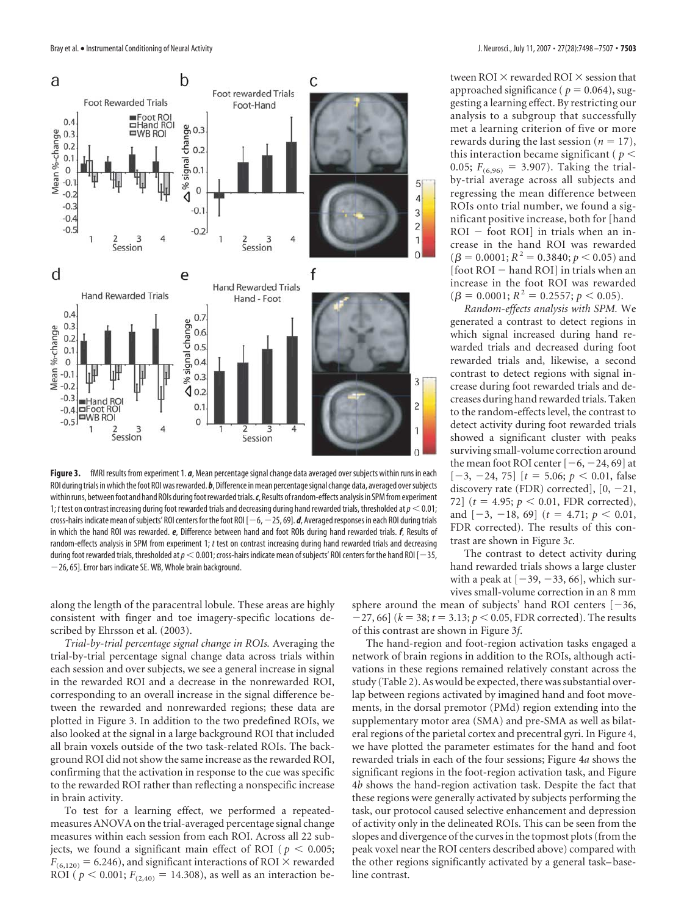tween ROI × rewarded ROI × session that approached significance ( $p = 0.064$), suggesting a learning effect. By restricting our analysis to a subgroup that successfully met a learning criterion of five or more rewards during the last session ($n = 17$), this interaction became significant ( $p < 0.05$; $F_{(6,96)} = 3.907$). Taking the trial-by-trial average across all subjects and regressing the mean difference between ROIs onto trial number, we found a significant positive increase, both for [hand ROI − foot ROI] in trials when an increase in the hand ROI was rewarded ($\beta = 0.0001$; $R^2 = 0.3840$; $p < 0.05$) and [foot ROI − hand ROI] in trials when an increase in the foot ROI was rewarded ($\beta = 0.0001$; $R^2 = 0.2557$; $p < 0.05$).

*Random-effects analysis with SPM.* We generated a contrast to detect regions in which signal increased during hand rewarded trials and decreased during foot rewarded trials and, likewise, a second contrast to detect regions with signal increase during foot rewarded trials and decreases during hand rewarded trials. Taken to the random-effects level, the contrast to detect activity during foot rewarded trials showed a significant cluster with peaks surviving small-volume correction around the mean foot ROI center [−6, −24, 69] at [−3, −24, 75] [$t = 5.06$; $p < 0.01$, false discovery rate (FDR) corrected], [0, −21, 72] ($t = 4.95$; $p < 0.01$, FDR corrected), and [−3, −18, 69] ($t = 4.71$; $p < 0.01$, FDR corrected). The results of this contrast are shown in Figure 3*c*.

The contrast to detect activity during hand rewarded trials shows a large cluster with a peak at [−39, −33, 66], which survives small-volume correction in an 8 mm sphere around the mean of subjects' hand ROI centers [−36, −27, 66] ($k = 38$; $t = 3.13$; $p < 0.05$, FDR corrected). The results of this contrast are shown in Figure 3*f*.

**Figure 3.** fMRI results from experiment 1. ***a***, Mean percentage signal change data averaged over subjects within runs in each ROI during trials in which the foot ROI was rewarded. ***b***, Difference in mean percentage signal change data, averaged over subjects within runs, between foot and hand ROIs during foot rewarded trials. ***c***, Results of random-effects analysis in SPM from experiment 1; *t* test on contrast increasing during foot rewarded trials and decreasing during hand rewarded trials, thresholded at $p < 0.01$; cross-hairs indicate mean of subjects' ROI centers for the foot ROI [−6, −25, 69]. ***d***, Averaged responses in each ROI during trials in which the hand ROI was rewarded. ***e***, Difference between hand and foot ROIs during hand rewarded trials. ***f***, Results of random-effects analysis in SPM from experiment 1; *t* test on contrast increasing during hand rewarded trials and decreasing during foot rewarded trials, thresholded at $p < 0.001$; cross-hairs indicate mean of subjects' ROI centers for the hand ROI [−35, −26, 65]. Error bars indicate SE. WB, Whole brain background.

along the length of the paracentral lobule. These areas are highly consistent with finger and toe imagery-specific locations described by Ehrsson et al. (2003).

*Trial-by-trial percentage signal change in ROIs.* Averaging the trial-by-trial percentage signal change data across trials within each session and over subjects, we see a general increase in signal in the rewarded ROI and a decrease in the nonrewarded ROI, corresponding to an overall increase in the signal difference between the rewarded and nonrewarded regions; these data are plotted in Figure 3. In addition to the two predefined ROIs, we also looked at the signal in a large background ROI that included all brain voxels outside of the two task-related ROIs. The background ROI did not show the same increase as the rewarded ROI, confirming that the activation in response to the cue was specific to the rewarded ROI rather than reflecting a nonspecific increase in brain activity.

To test for a learning effect, we performed a repeated-measures ANOVA on the trial-averaged percentage signal change measures within each session from each ROI. Across all 22 subjects, we found a significant main effect of ROI ( $p < 0.005$; $F_{(6,120)} = 6.246$), and significant interactions of ROI × rewarded ROI ( $p < 0.001$; $F_{(2,40)} = 14.308$), as well as an interaction be-

The hand-region and foot-region activation tasks engaged a network of brain regions in addition to the ROIs, although activations in these regions remained relatively constant across the study (Table 2). As would be expected, there was substantial overlap between regions activated by imagined hand and foot movements, in the dorsal premotor (PMd) region extending into the supplementary motor area (SMA) and pre-SMA as well as bilateral regions of the parietal cortex and precentral gyri. In Figure 4, we have plotted the parameter estimates for the hand and foot rewarded trials in each of the four sessions; Figure 4*a* shows the significant regions in the foot-region activation task, and Figure 4*b* shows the hand-region activation task. Despite the fact that these regions were generally activated by subjects performing the task, our protocol caused selective enhancement and depression of activity only in the delineated ROIs. This can be seen from the slopes and divergence of the curves in the topmost plots (from the peak voxel near the ROI centers described above) compared with the other regions significantly activated by a general task–baseline contrast.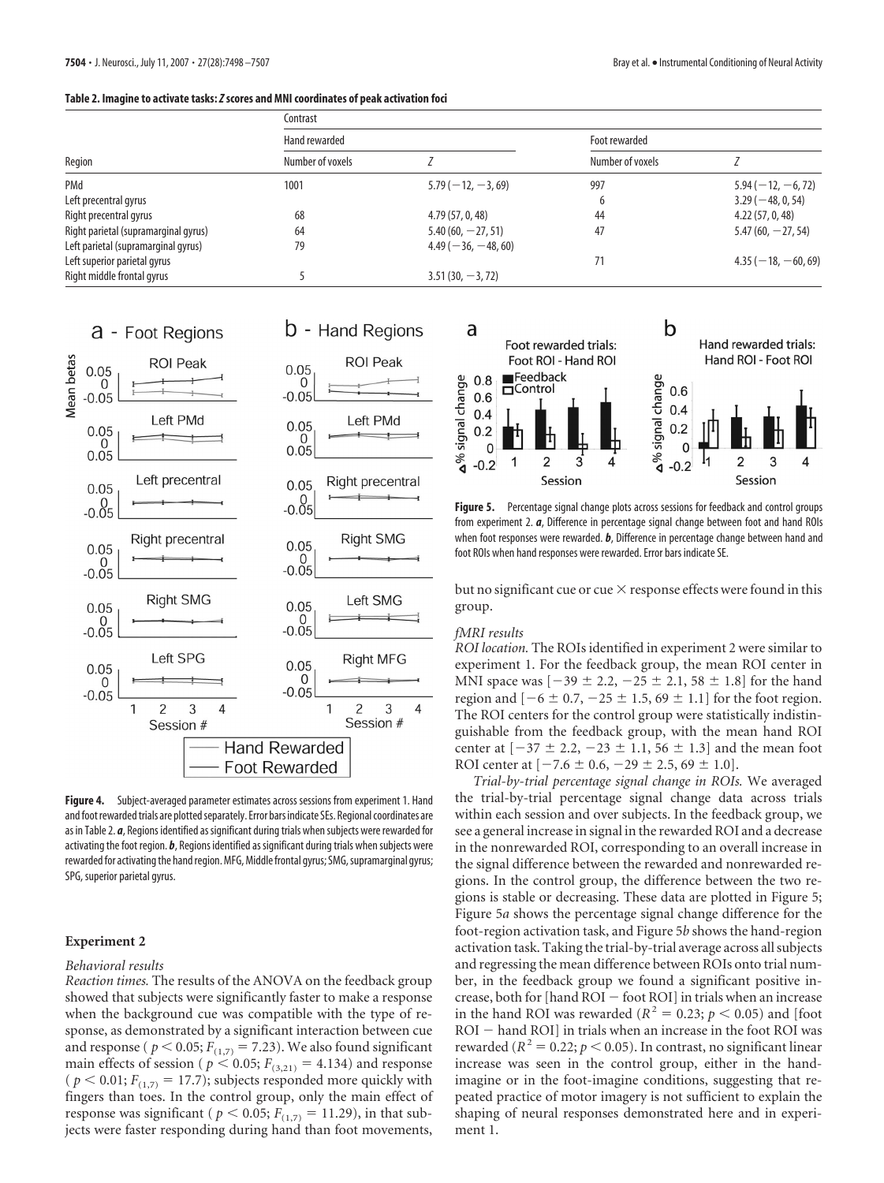**Table 2. Imagine to activate tasks: *Z* scores and MNI coordinates of peak activation foci**

| Region | Contrast | | | |
|---|---|---|---|---|
| | Hand rewarded | | Foot rewarded | |
| | Number of voxels | *Z* | Number of voxels | *Z* |
| PMd | 1001 | 5.79 (−12, −3, 69) | 997 | 5.94 (−12, −6, 72) |
| Left precentral gyrus | | | 6 | 3.29 (−48, 0, 54) |
| Right precentral gyrus | 68 | 4.79 (57, 0, 48) | 44 | 4.22 (57, 0, 48) |
| Right parietal (supramarginal gyrus) | 64 | 5.40 (60, −27, 51) | 47 | 5.47 (60, −27, 54) |
| Left parietal (supramarginal gyrus) | 79 | 4.49 (−36, −48, 60) | | |
| Left superior parietal gyrus | | | 71 | 4.35 (−18, −60, 69) |
| Right middle frontal gyrus | 5 | 3.51 (30, −3, 72) | | |

**Figure 4.** Subject-averaged parameter estimates across sessions from experiment 1. Hand and foot rewarded trials are plotted separately. Error bars indicate SEs. Regional coordinates are as in Table 2. ***a***, Regions identified as significant during trials when subjects were rewarded for activating the foot region. ***b***, Regions identified as significant during trials when subjects were rewarded for activating the hand region. MFG, Middle frontal gyrus; SMG, supramarginal gyrus; SPG, superior parietal gyrus.

### Experiment 2

#### *Behavioral results*

*Reaction times.* The results of the ANOVA on the feedback group showed that subjects were significantly faster to make a response when the background cue was compatible with the type of response, as demonstrated by a significant interaction between cue and response ( $p < 0.05$; $F_{(1,7)} = 7.23$). We also found significant main effects of session ( $p < 0.05$; $F_{(3,21)} = 4.134$) and response ( $p < 0.01$; $F_{(1,7)} = 17.7$); subjects responded more quickly with fingers than toes. In the control group, only the main effect of response was significant ( $p < 0.05$; $F_{(1,7)} = 11.29$), in that subjects were faster responding during hand than foot movements, but no significant cue or cue × response effects were found in this group.

**Figure 5.** Percentage signal change plots across sessions for feedback and control groups from experiment 2. ***a***, Difference in percentage signal change between foot and hand ROIs when foot responses were rewarded. ***b***, Difference in percentage change between hand and foot ROIs when hand responses were rewarded. Error bars indicate SE.

#### *fMRI results*

*ROI location.* The ROIs identified in experiment 2 were similar to experiment 1. For the feedback group, the mean ROI center in MNI space was [−39 ± 2.2, −25 ± 2.1, 58 ± 1.8] for the hand region and [−6 ± 0.7, −25 ± 1.5, 69 ± 1.1] for the foot region. The ROI centers for the control group were statistically indistinguishable from the feedback group, with the mean hand ROI center at [−37 ± 2.2, −23 ± 1.1, 56 ± 1.3] and the mean foot ROI center at [−7.6 ± 0.6, −29 ± 2.5, 69 ± 1.0].

*Trial-by-trial percentage signal change in ROIs.* We averaged the trial-by-trial percentage signal change data across trials within each session and over subjects. In the feedback group, we see a general increase in signal in the rewarded ROI and a decrease in the nonrewarded ROI, corresponding to an overall increase in the signal difference between the rewarded and nonrewarded regions. In the control group, the difference between the two regions is stable or decreasing. These data are plotted in Figure 5; Figure 5*a* shows the percentage signal change difference for the foot-region activation task, and Figure 5*b* shows the hand-region activation task. Taking the trial-by-trial average across all subjects and regressing the mean difference between ROIs onto trial number, in the feedback group we found a significant positive increase, both for [hand ROI − foot ROI] in trials when an increase in the hand ROI was rewarded ($R^2 = 0.23$; $p < 0.05$) and [foot ROI − hand ROI] in trials when an increase in the foot ROI was rewarded ($R^2 = 0.22$; $p < 0.05$). In contrast, no significant linear increase was seen in the control group, either in the hand-imagine or in the foot-imagine conditions, suggesting that repeated practice of motor imagery is not sufficient to explain the shaping of neural responses demonstrated here and in experiment 1.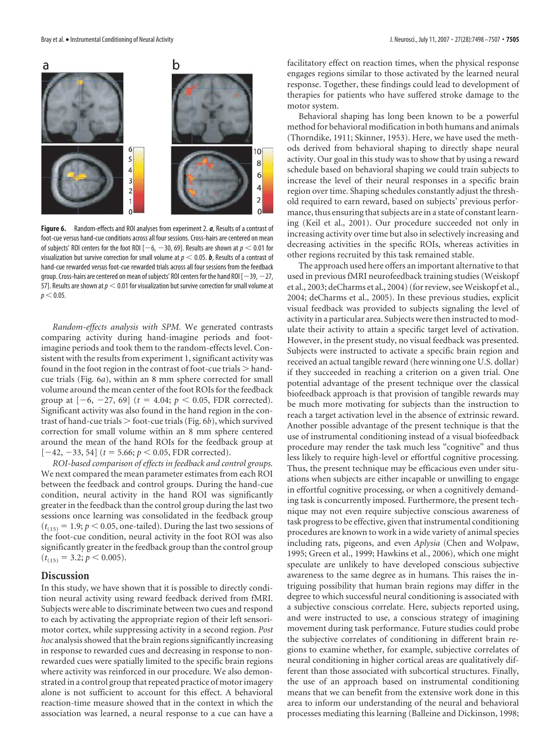**Figure 6.** Random-effects and ROI analyses from experiment 2. ***a***, Results of a contrast of foot-cue versus hand-cue conditions across all four sessions. Cross-hairs are centered on mean of subjects' ROI centers for the foot ROI [−6, −30, 69]. Results are shown at $p < 0.01$ for visualization but survive correction for small volume at $p < 0.05$. ***b***, Results of a contrast of hand-cue rewarded versus foot-cue rewarded trials across all four sessions from the feedback group. Cross-hairs are centered on mean of subjects' ROI centers for the hand ROI [−39, −27, 57]. Results are shown at $p < 0.01$ for visualization but survive correction for small volume at $p < 0.05$.

*Random-effects analysis with SPM.* We generated contrasts comparing activity during hand-imagine periods and foot-imagine periods and took them to the random-effects level. Consistent with the results from experiment 1, significant activity was found in the foot region in the contrast of foot-cue trials > hand-cue trials (Fig. 6*a*), within an 8 mm sphere corrected for small volume around the mean center of the foot ROIs for the feedback group at [−6, −27, 69] ($t = 4.04$; $p < 0.05$, FDR corrected). Significant activity was also found in the hand region in the contrast of hand-cue trials > foot-cue trials (Fig. 6*b*), which survived correction for small volume within an 8 mm sphere centered around the mean of the hand ROIs for the feedback group at [−42, −33, 54] ($t = 5.66$; $p < 0.05$, FDR corrected).

*ROI-based comparison of effects in feedback and control groups.* We next compared the mean parameter estimates from each ROI between the feedback and control groups. During the hand-cue condition, neural activity in the hand ROI was significantly greater in the feedback than the control group during the last two sessions once learning was consolidated in the feedback group ($t_{(15)} = 1.9$; $p < 0.05$, one-tailed). During the last two sessions of the foot-cue condition, neural activity in the foot ROI was also significantly greater in the feedback group than the control group ($t_{(15)} = 3.2$; $p < 0.005$).

## Discussion

In this study, we have shown that it is possible to directly condition neural activity using reward feedback derived from fMRI. Subjects were able to discriminate between two cues and respond to each by activating the appropriate region of their left sensorimotor cortex, while suppressing activity in a second region. *Post hoc* analysis showed that the brain regions significantly increasing in response to rewarded cues and decreasing in response to nonrewarded cues were spatially limited to the specific brain regions where activity was reinforced in our procedure. We also demonstrated in a control group that repeated practice of motor imagery alone is not sufficient to account for this effect. A behavioral reaction-time measure showed that in the context in which the association was learned, a neural response to a cue can have a facilitatory effect on reaction times, when the physical response engages regions similar to those activated by the learned neural response. Together, these findings could lead to development of therapies for patients who have suffered stroke damage to the motor system.

Behavioral shaping has long been known to be a powerful method for behavioral modification in both humans and animals (Thorndike, 1911; Skinner, 1953). Here, we have used the methods derived from behavioral shaping to directly shape neural activity. Our goal in this study was to show that by using a reward schedule based on behavioral shaping we could train subjects to increase the level of their neural responses in a specific brain region over time. Shaping schedules constantly adjust the threshold required to earn reward, based on subjects' previous performance, thus ensuring that subjects are in a state of constant learning (Keil et al., 2001). Our procedure succeeded not only in increasing activity over time but also in selectively increasing and decreasing activities in the specific ROIs, whereas activities in other regions recruited by this task remained stable.

The approach used here offers an important alternative to that used in previous fMRI neurofeedback training studies (Weiskopf et al., 2003; deCharms et al., 2004) (for review, see Weiskopf et al., 2004; deCharms et al., 2005). In these previous studies, explicit visual feedback was provided to subjects signaling the level of activity in a particular area. Subjects were then instructed to modulate their activity to attain a specific target level of activation. However, in the present study, no visual feedback was presented. Subjects were instructed to activate a specific brain region and received an actual tangible reward (here winning one U.S. dollar) if they succeeded in reaching a criterion on a given trial. One potential advantage of the present technique over the classical biofeedback approach is that provision of tangible rewards may be much more motivating for subjects than the instruction to reach a target activation level in the absence of extrinsic reward. Another possible advantage of the present technique is that the use of instrumental conditioning instead of a visual biofeedback procedure may render the task much less "cognitive" and thus less likely to require high-level or effortful cognitive processing. Thus, the present technique may be efficacious even under situations when subjects are either incapable or unwilling to engage in effortful cognitive processing, or when a cognitively demanding task is concurrently imposed. Furthermore, the present technique may not even require subjective conscious awareness of task progress to be effective, given that instrumental conditioning procedures are known to work in a wide variety of animal species including rats, pigeons, and even *Aplysia* (Chen and Wolpaw, 1995; Green et al., 1999; Hawkins et al., 2006), which one might speculate are unlikely to have developed conscious subjective awareness to the same degree as in humans. This raises the intriguing possibility that human brain regions may differ in the degree to which successful neural conditioning is associated with a subjective conscious correlate. Here, subjects reported using, and were instructed to use, a conscious strategy of imagining movement during task performance. Future studies could probe the subjective correlates of conditioning in different brain regions to examine whether, for example, subjective correlates of neural conditioning in higher cortical areas are qualitatively different than those associated with subcortical structures. Finally, the use of an approach based on instrumental conditioning means that we can benefit from the extensive work done in this area to inform our understanding of the neural and behavioral processes mediating this learning (Balleine and Dickinson, 1998;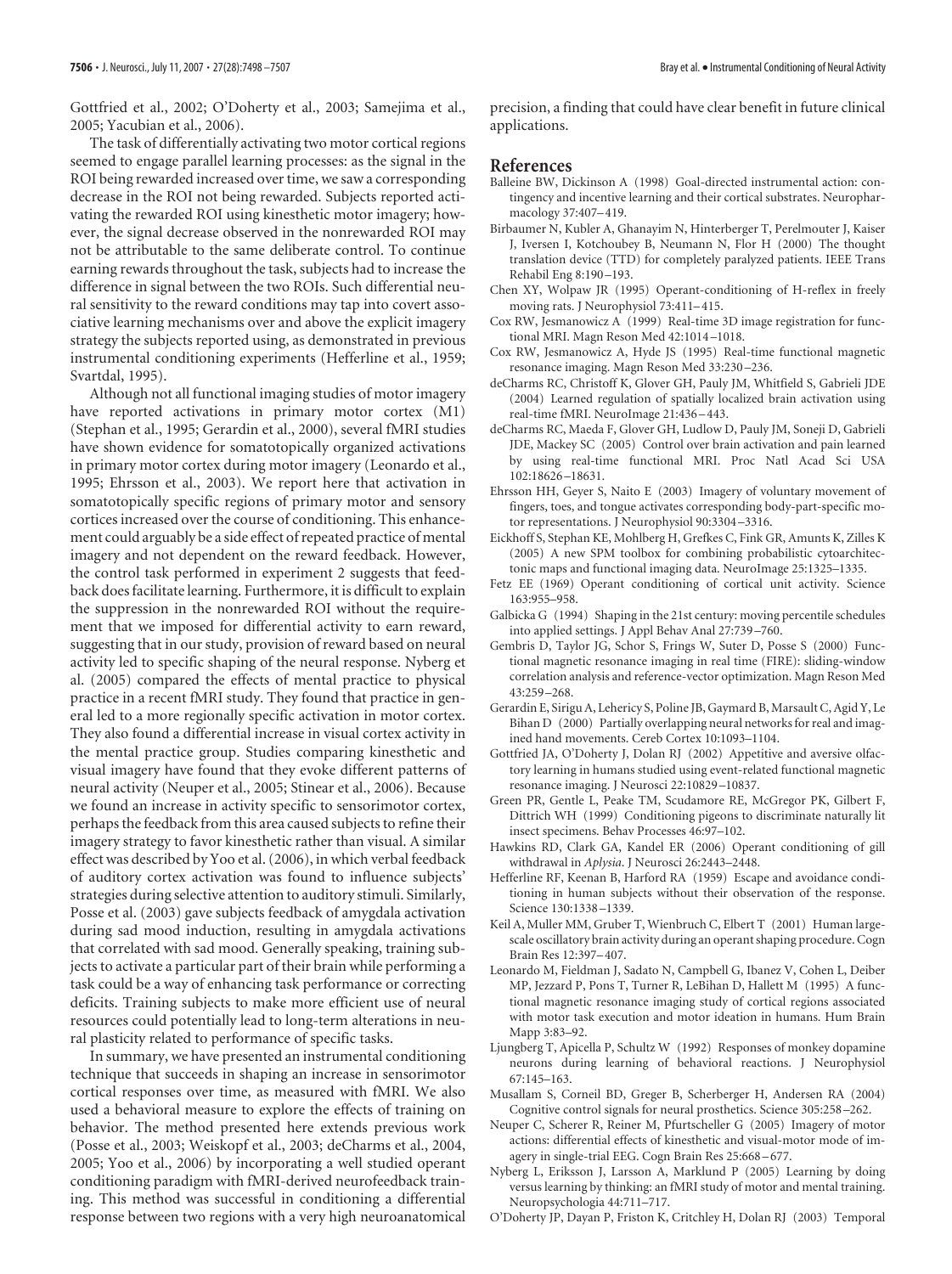Gottfried et al., 2002; O'Doherty et al., 2003; Samejima et al., 2005; Yacubian et al., 2006).

The task of differentially activating two motor cortical regions seemed to engage parallel learning processes: as the signal in the ROI being rewarded increased over time, we saw a corresponding decrease in the ROI not being rewarded. Subjects reported activating the rewarded ROI using kinesthetic motor imagery; however, the signal decrease observed in the nonrewarded ROI may not be attributable to the same deliberate control. To continue earning rewards throughout the task, subjects had to increase the difference in signal between the two ROIs. Such differential neural sensitivity to the reward conditions may tap into covert associative learning mechanisms over and above the explicit imagery strategy the subjects reported using, as demonstrated in previous instrumental conditioning experiments (Hefferline et al., 1959; Svartdal, 1995).

Although not all functional imaging studies of motor imagery have reported activations in primary motor cortex (M1) (Stephan et al., 1995; Gerardin et al., 2000), several fMRI studies have shown evidence for somatotopically organized activations in primary motor cortex during motor imagery (Leonardo et al., 1995; Ehrsson et al., 2003). We report here that activation in somatotopically specific regions of primary motor and sensory cortices increased over the course of conditioning. This enhancement could arguably be a side effect of repeated practice of mental imagery and not dependent on the reward feedback. However, the control task performed in experiment 2 suggests that feedback does facilitate learning. Furthermore, it is difficult to explain the suppression in the nonrewarded ROI without the requirement that we imposed for differential activity to earn reward, suggesting that in our study, provision of reward based on neural activity led to specific shaping of the neural response. Nyberg et al. (2005) compared the effects of mental practice to physical practice in a recent fMRI study. They found that practice in general led to a more regionally specific activation in motor cortex. They also found a differential increase in visual cortex activity in the mental practice group. Studies comparing kinesthetic and visual imagery have found that they evoke different patterns of neural activity (Neuper et al., 2005; Stinear et al., 2006). Because we found an increase in activity specific to sensorimotor cortex, perhaps the feedback from this area caused subjects to refine their imagery strategy to favor kinesthetic rather than visual. A similar effect was described by Yoo et al. (2006), in which verbal feedback of auditory cortex activation was found to influence subjects' strategies during selective attention to auditory stimuli. Similarly, Posse et al. (2003) gave subjects feedback of amygdala activation during sad mood induction, resulting in amygdala activations that correlated with sad mood. Generally speaking, training subjects to activate a particular part of their brain while performing a task could be a way of enhancing task performance or correcting deficits. Training subjects to make more efficient use of neural resources could potentially lead to long-term alterations in neural plasticity related to performance of specific tasks.

In summary, we have presented an instrumental conditioning technique that succeeds in shaping an increase in sensorimotor cortical responses over time, as measured with fMRI. We also used a behavioral measure to explore the effects of training on behavior. The method presented here extends previous work (Posse et al., 2003; Weiskopf et al., 2003; deCharms et al., 2004, 2005; Yoo et al., 2006) by incorporating a well studied operant conditioning paradigm with fMRI-derived neurofeedback training. This method was successful in conditioning a differential response between two regions with a very high neuroanatomical precision, a finding that could have clear benefit in future clinical applications.

## References

Balleine BW, Dickinson A (1998) Goal-directed instrumental action: contingency and incentive learning and their cortical substrates. Neuropharmacology 37:407–419.

Birbaumer N, Kubler A, Ghanayim N, Hinterberger T, Perelmouter J, Kaiser J, Iversen I, Kotchoubey B, Neumann N, Flor H (2000) The thought translation device (TTD) for completely paralyzed patients. IEEE Trans Rehabil Eng 8:190–193.

Chen XY, Wolpaw JR (1995) Operant-conditioning of H-reflex in freely moving rats. J Neurophysiol 73:411–415.

Cox RW, Jesmanowicz A (1999) Real-time 3D image registration for functional MRI. Magn Reson Med 42:1014–1018.

Cox RW, Jesmanowicz A, Hyde JS (1995) Real-time functional magnetic resonance imaging. Magn Reson Med 33:230–236.

deCharms RC, Christoff K, Glover GH, Pauly JM, Whitfield S, Gabrieli JDE (2004) Learned regulation of spatially localized brain activation using real-time fMRI. NeuroImage 21:436–443.

deCharms RC, Maeda F, Glover GH, Ludlow D, Pauly JM, Soneji D, Gabrieli JDE, Mackey SC (2005) Control over brain activation and pain learned by using real-time functional MRI. Proc Natl Acad Sci USA 102:18626–18631.

Ehrsson HH, Geyer S, Naito E (2003) Imagery of voluntary movement of fingers, toes, and tongue activates corresponding body-part-specific motor representations. J Neurophysiol 90:3304–3316.

Eickhoff S, Stephan KE, Mohlberg H, Grefkes C, Fink GR, Amunts K, Zilles K (2005) A new SPM toolbox for combining probabilistic cytoarchitectonic maps and functional imaging data. NeuroImage 25:1325–1335.

Fetz EE (1969) Operant conditioning of cortical unit activity. Science 163:955–958.

Galbicka G (1994) Shaping in the 21st century: moving percentile schedules into applied settings. J Appl Behav Anal 27:739–760.

Gembris D, Taylor JG, Schor S, Frings W, Suter D, Posse S (2000) Functional magnetic resonance imaging in real time (FIRE): sliding-window correlation analysis and reference-vector optimization. Magn Reson Med 43:259–268.

Gerardin E, Sirigu A, Lehericy S, Poline JB, Gaymard B, Marsault C, Agid Y, Le Bihan D (2000) Partially overlapping neural networks for real and imagined hand movements. Cereb Cortex 10:1093–1104.

Gottfried JA, O'Doherty J, Dolan RJ (2002) Appetitive and aversive olfactory learning in humans studied using event-related functional magnetic resonance imaging. J Neurosci 22:10829–10837.

Green PR, Gentle L, Peake TM, Scudamore RE, McGregor PK, Gilbert F, Dittrich WH (1999) Conditioning pigeons to discriminate naturally lit insect specimens. Behav Processes 46:97–102.

Hawkins RD, Clark GA, Kandel ER (2006) Operant conditioning of gill withdrawal in *Aplysia*. J Neurosci 26:2443–2448.

Hefferline RF, Keenan B, Harford RA (1959) Escape and avoidance conditioning in human subjects without their observation of the response. Science 130:1338–1339.

Keil A, Muller MM, Gruber T, Wienbruch C, Elbert T (2001) Human large-scale oscillatory brain activity during an operant shaping procedure. Cogn Brain Res 12:397–407.

Leonardo M, Fieldman J, Sadato N, Campbell G, Ibanez V, Cohen L, Deiber MP, Jezzard P, Pons T, Turner R, LeBihan D, Hallett M (1995) A functional magnetic resonance imaging study of cortical regions associated with motor task execution and motor ideation in humans. Hum Brain Mapp 3:83–92.

Ljungberg T, Apicella P, Schultz W (1992) Responses of monkey dopamine neurons during learning of behavioral reactions. J Neurophysiol 67:145–163.

Musallam S, Corneil BD, Greger B, Scherberger H, Andersen RA (2004) Cognitive control signals for neural prosthetics. Science 305:258–262.

Neuper C, Scherer R, Reiner M, Pfurtscheller G (2005) Imagery of motor actions: differential effects of kinesthetic and visual-motor mode of imagery in single-trial EEG. Cogn Brain Res 25:668–677.

Nyberg L, Eriksson J, Larsson A, Marklund P (2005) Learning by doing versus learning by thinking: an fMRI study of motor and mental training. Neuropsychologia 44:711–717.

O'Doherty JP, Dayan P, Friston K, Critchley H, Dolan RJ (2003) Temporal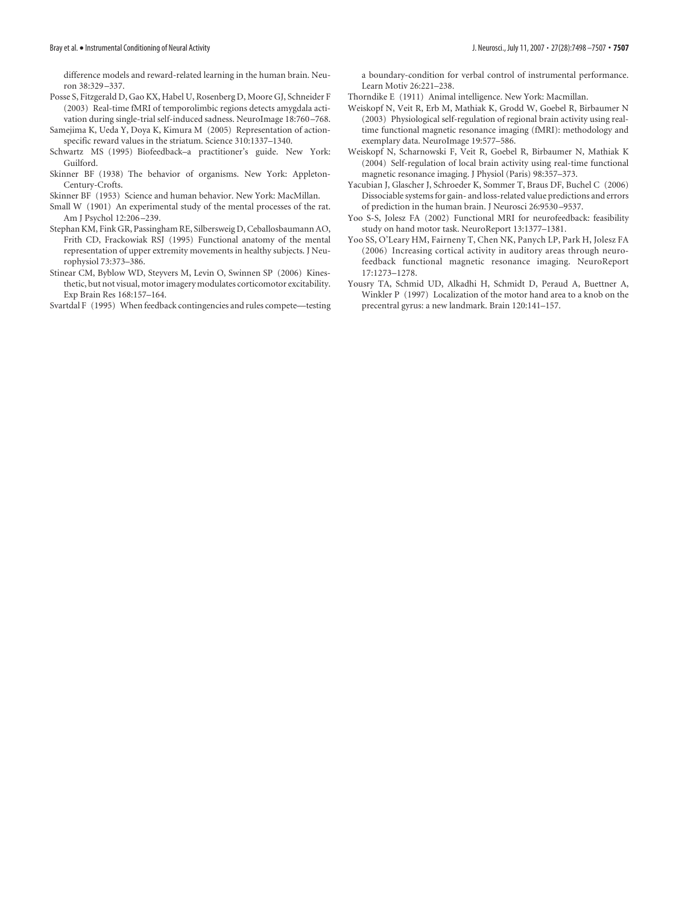difference models and reward-related learning in the human brain. Neuron 38:329–337.

Posse S, Fitzgerald D, Gao KX, Habel U, Rosenberg D, Moore GJ, Schneider F (2003) Real-time fMRI of temporolimbic regions detects amygdala activation during single-trial self-induced sadness. NeuroImage 18:760–768.

Samejima K, Ueda Y, Doya K, Kimura M (2005) Representation of action-specific reward values in the striatum. Science 310:1337–1340.

Schwartz MS (1995) Biofeedback–a practitioner's guide. New York: Guilford.

Skinner BF (1938) The behavior of organisms. New York: Appleton-Century-Crofts.

Skinner BF (1953) Science and human behavior. New York: MacMillan.

Small W (1901) An experimental study of the mental processes of the rat. Am J Psychol 12:206–239.

Stephan KM, Fink GR, Passingham RE, Silbersweig D, Ceballosbaumann AO, Frith CD, Frackowiak RSJ (1995) Functional anatomy of the mental representation of upper extremity movements in healthy subjects. J Neurophysiol 73:373–386.

Stinear CM, Byblow WD, Steyvers M, Levin O, Swinnen SP (2006) Kinesthetic, but not visual, motor imagery modulates corticomotor excitability. Exp Brain Res 168:157–164.

Svartdal F (1995) When feedback contingencies and rules compete—testing a boundary-condition for verbal control of instrumental performance. Learn Motiv 26:221–238.

Thorndike E (1911) Animal intelligence. New York: Macmillan.

Weiskopf N, Veit R, Erb M, Mathiak K, Grodd W, Goebel R, Birbaumer N (2003) Physiological self-regulation of regional brain activity using real-time functional magnetic resonance imaging (fMRI): methodology and exemplary data. NeuroImage 19:577–586.

Weiskopf N, Scharnowski F, Veit R, Goebel R, Birbaumer N, Mathiak K (2004) Self-regulation of local brain activity using real-time functional magnetic resonance imaging. J Physiol (Paris) 98:357–373.

Yacubian J, Glascher J, Schroeder K, Sommer T, Braus DF, Buchel C (2006) Dissociable systems for gain- and loss-related value predictions and errors of prediction in the human brain. J Neurosci 26:9530–9537.

Yoo S-S, Jolesz FA (2002) Functional MRI for neurofeedback: feasibility study on hand motor task. NeuroReport 13:1377–1381.

Yoo SS, O'Leary HM, Fairneny T, Chen NK, Panych LP, Park H, Jolesz FA (2006) Increasing cortical activity in auditory areas through neurofeedback functional magnetic resonance imaging. NeuroReport 17:1273–1278.

Yousry TA, Schmid UD, Alkadhi H, Schmidt D, Peraud A, Buettner A, Winkler P (1997) Localization of the motor hand area to a knob on the precentral gyrus: a new landmark. Brain 120:141–157.